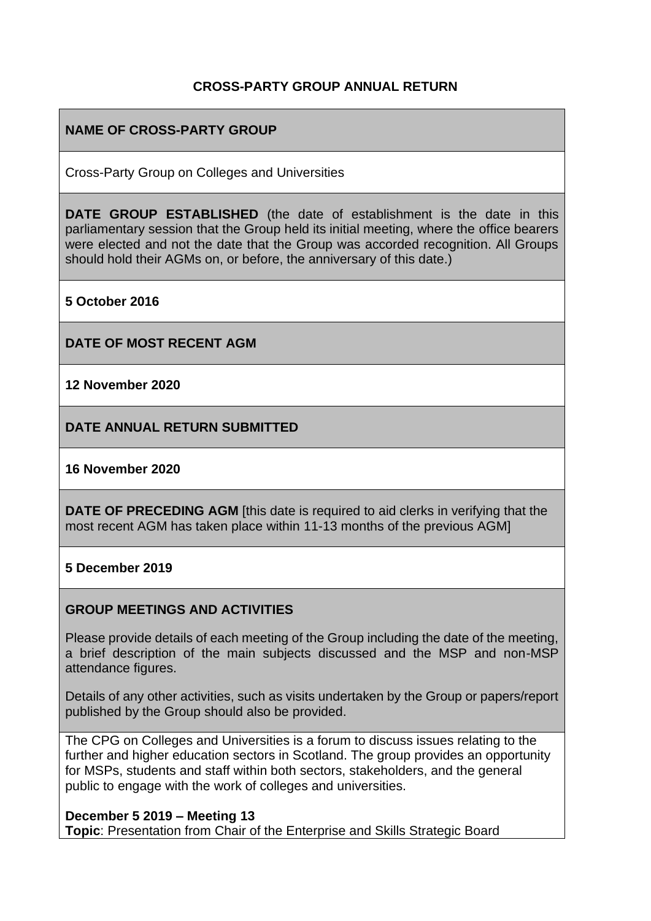# CROSS-PARTY GROUP ANNUAL RETURN

## NAME OF CROSS-PARTY GROUP

Cross-Party Group on Colleges and Universities

**DATE GROUP ESTABLISHED** (the date of establishment is the date in this parliamentary session that the Group held its initial meeting, where the office bearers were elected and not the date that the Group was accorded recognition. All Groups should hold their AGMs on, or before, the anniversary of this date.)

**5 October 2016**

## DATE OF MOST RECENT AGM

**12 November 2020**

## DATE ANNUAL RETURN SUBMITTED

**16 November 2020**

**DATE OF PRECEDING AGM** [this date is required to aid clerks in verifying that the most recent AGM has taken place within 11-13 months of the previous AGM]

**5 December 2019**

## GROUP MEETINGS AND ACTIVITIES

Please provide details of each meeting of the Group including the date of the meeting, a brief description of the main subjects discussed and the MSP and non-MSP attendance figures.

Details of any other activities, such as visits undertaken by the Group or papers/report published by the Group should also be provided.

The CPG on Colleges and Universities is a forum to discuss issues relating to the further and higher education sectors in Scotland. The group provides an opportunity for MSPs, students and staff within both sectors, stakeholders, and the general public to engage with the work of colleges and universities.

**December 5 2019 – Meeting 13**
**Topic**: Presentation from Chair of the Enterprise and Skills Strategic Board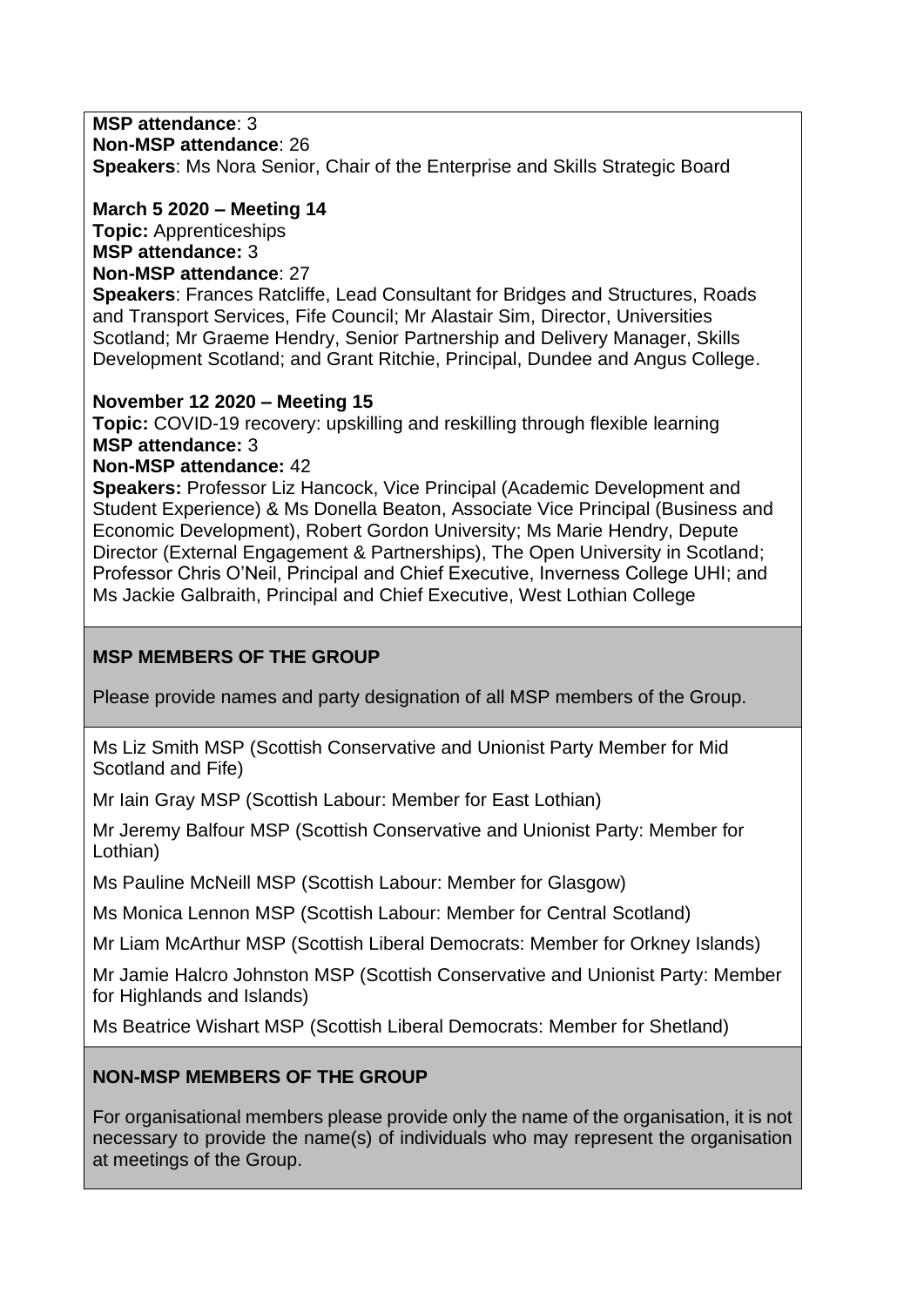**MSP attendance**: 3
**Non-MSP attendance**: 26
**Speakers**: Ms Nora Senior, Chair of the Enterprise and Skills Strategic Board

**March 5 2020 – Meeting 14**
**Topic:** Apprenticeships
**MSP attendance:** 3
**Non-MSP attendance**: 27
**Speakers**: Frances Ratcliffe, Lead Consultant for Bridges and Structures, Roads and Transport Services, Fife Council; Mr Alastair Sim, Director, Universities Scotland; Mr Graeme Hendry, Senior Partnership and Delivery Manager, Skills Development Scotland; and Grant Ritchie, Principal, Dundee and Angus College.

**November 12 2020 – Meeting 15**
**Topic:** COVID-19 recovery: upskilling and reskilling through flexible learning
**MSP attendance:** 3
**Non-MSP attendance:** 42
**Speakers:** Professor Liz Hancock, Vice Principal (Academic Development and Student Experience) & Ms Donella Beaton, Associate Vice Principal (Business and Economic Development), Robert Gordon University; Ms Marie Hendry, Depute Director (External Engagement & Partnerships), The Open University in Scotland; Professor Chris O'Neil, Principal and Chief Executive, Inverness College UHI; and Ms Jackie Galbraith, Principal and Chief Executive, West Lothian College

**MSP MEMBERS OF THE GROUP**

Please provide names and party designation of all MSP members of the Group.

Ms Liz Smith MSP (Scottish Conservative and Unionist Party Member for Mid Scotland and Fife)

Mr Iain Gray MSP (Scottish Labour: Member for East Lothian)

Mr Jeremy Balfour MSP (Scottish Conservative and Unionist Party: Member for Lothian)

Ms Pauline McNeill MSP (Scottish Labour: Member for Glasgow)

Ms Monica Lennon MSP (Scottish Labour: Member for Central Scotland)

Mr Liam McArthur MSP (Scottish Liberal Democrats: Member for Orkney Islands)

Mr Jamie Halcro Johnston MSP (Scottish Conservative and Unionist Party: Member for Highlands and Islands)

Ms Beatrice Wishart MSP (Scottish Liberal Democrats: Member for Shetland)

**NON-MSP MEMBERS OF THE GROUP**

For organisational members please provide only the name of the organisation, it is not necessary to provide the name(s) of individuals who may represent the organisation at meetings of the Group.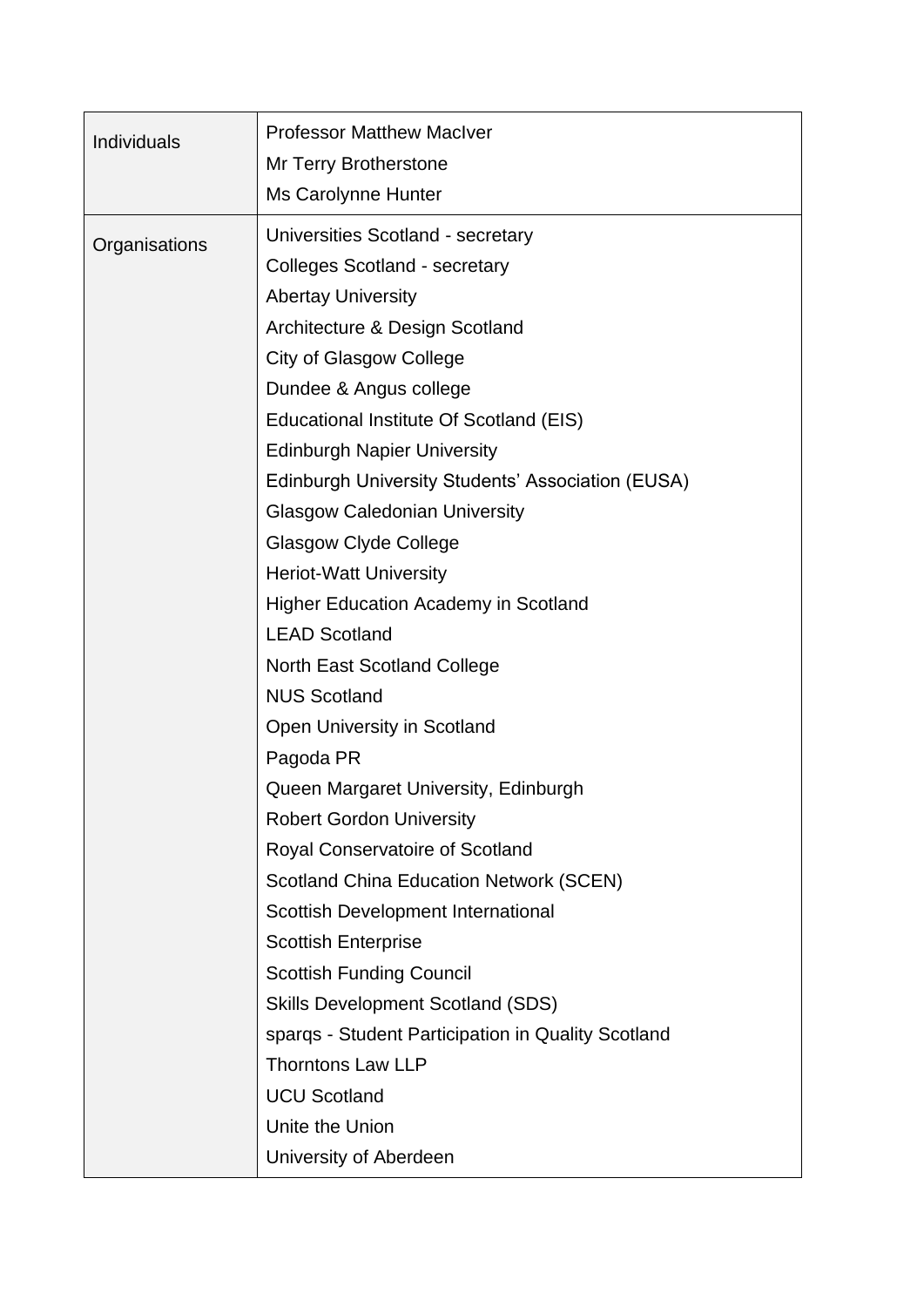| | |
|---|---|
| Individuals | Professor Matthew MacIver<br>Mr Terry Brotherstone<br>Ms Carolynne Hunter |
| Organisations | Universities Scotland - secretary<br>Colleges Scotland - secretary<br>Abertay University<br>Architecture & Design Scotland<br>City of Glasgow College<br>Dundee & Angus college<br>Educational Institute Of Scotland (EIS)<br>Edinburgh Napier University<br>Edinburgh University Students' Association (EUSA)<br>Glasgow Caledonian University<br>Glasgow Clyde College<br>Heriot-Watt University<br>Higher Education Academy in Scotland<br>LEAD Scotland<br>North East Scotland College<br>NUS Scotland<br>Open University in Scotland<br>Pagoda PR<br>Queen Margaret University, Edinburgh<br>Robert Gordon University<br>Royal Conservatoire of Scotland<br>Scotland China Education Network (SCEN)<br>Scottish Development International<br>Scottish Enterprise<br>Scottish Funding Council<br>Skills Development Scotland (SDS)<br>sparqs - Student Participation in Quality Scotland<br>Thorntons Law LLP<br>UCU Scotland<br>Unite the Union<br>University of Aberdeen |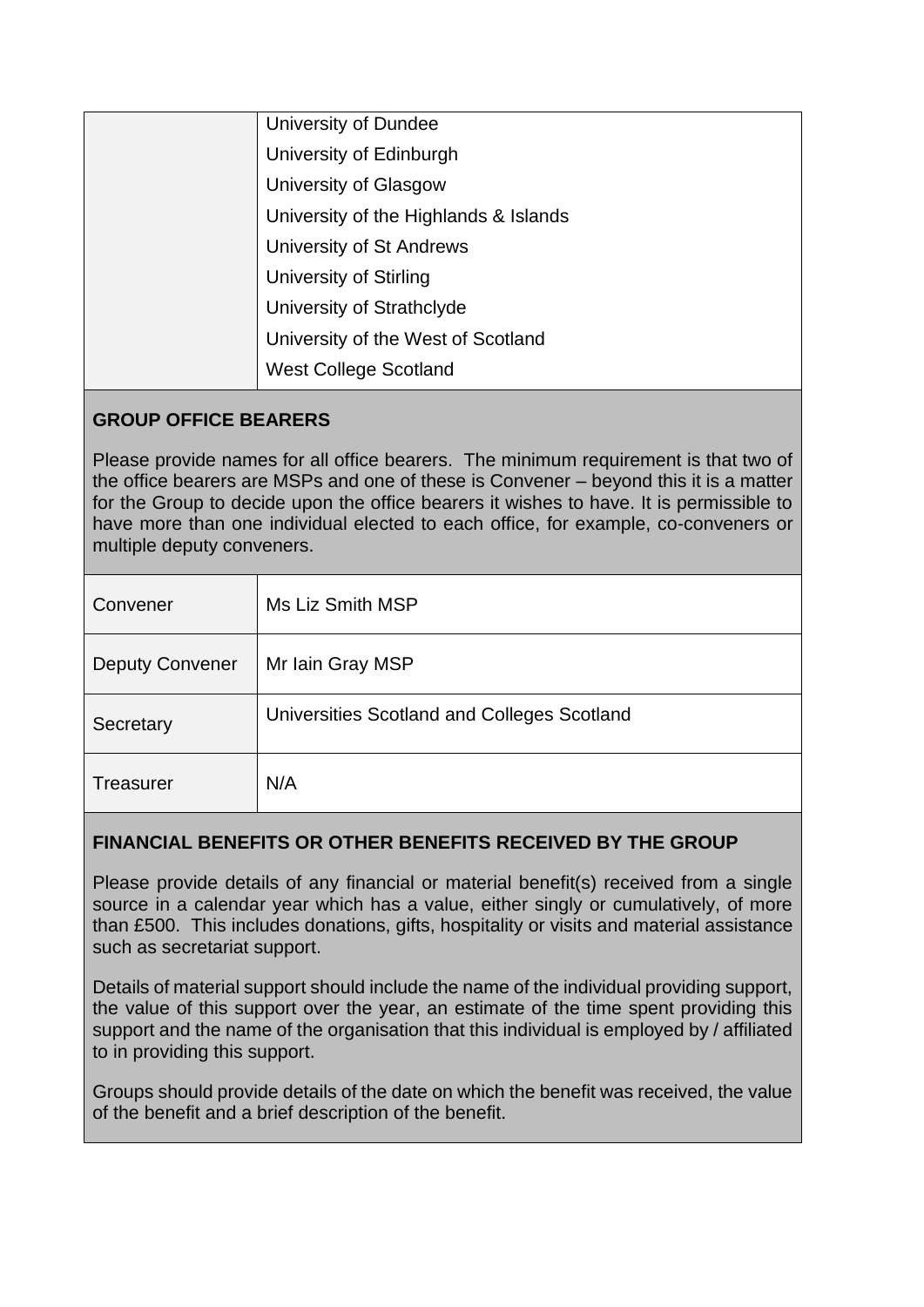| | |
|---|---|
| | University of Dundee |
| | University of Edinburgh |
| | University of Glasgow |
| | University of the Highlands & Islands |
| | University of St Andrews |
| | University of Stirling |
| | University of Strathclyde |
| | University of the West of Scotland |
| | West College Scotland |

**GROUP OFFICE BEARERS**

Please provide names for all office bearers. The minimum requirement is that two of the office bearers are MSPs and one of these is Convener – beyond this it is a matter for the Group to decide upon the office bearers it wishes to have. It is permissible to have more than one individual elected to each office, for example, co-conveners or multiple deputy conveners.

| | |
|---|---|
| Convener | Ms Liz Smith MSP |
| Deputy Convener | Mr Iain Gray MSP |
| Secretary | Universities Scotland and Colleges Scotland |
| Treasurer | N/A |

**FINANCIAL BENEFITS OR OTHER BENEFITS RECEIVED BY THE GROUP**

Please provide details of any financial or material benefit(s) received from a single source in a calendar year which has a value, either singly or cumulatively, of more than £500. This includes donations, gifts, hospitality or visits and material assistance such as secretariat support.

Details of material support should include the name of the individual providing support, the value of this support over the year, an estimate of the time spent providing this support and the name of the organisation that this individual is employed by / affiliated to in providing this support.

Groups should provide details of the date on which the benefit was received, the value of the benefit and a brief description of the benefit.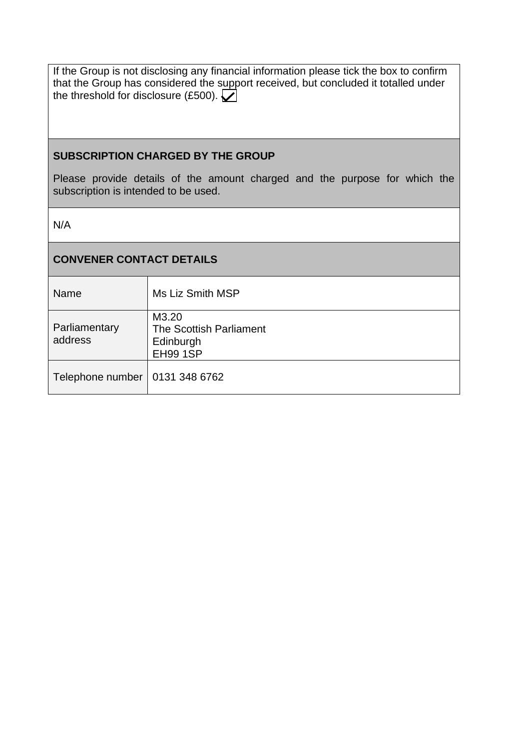If the Group is not disclosing any financial information please tick the box to confirm that the Group has considered the support received, but concluded it totalled under the threshold for disclosure (£500). ☑

**SUBSCRIPTION CHARGED BY THE GROUP**

Please provide details of the amount charged and the purpose for which the subscription is intended to be used.

N/A

**CONVENER CONTACT DETAILS**

| | |
|---|---|
| Name | Ms Liz Smith MSP |
| Parliamentary address | M3.20<br>The Scottish Parliament<br>Edinburgh<br>EH99 1SP |
| Telephone number | 0131 348 6762 |